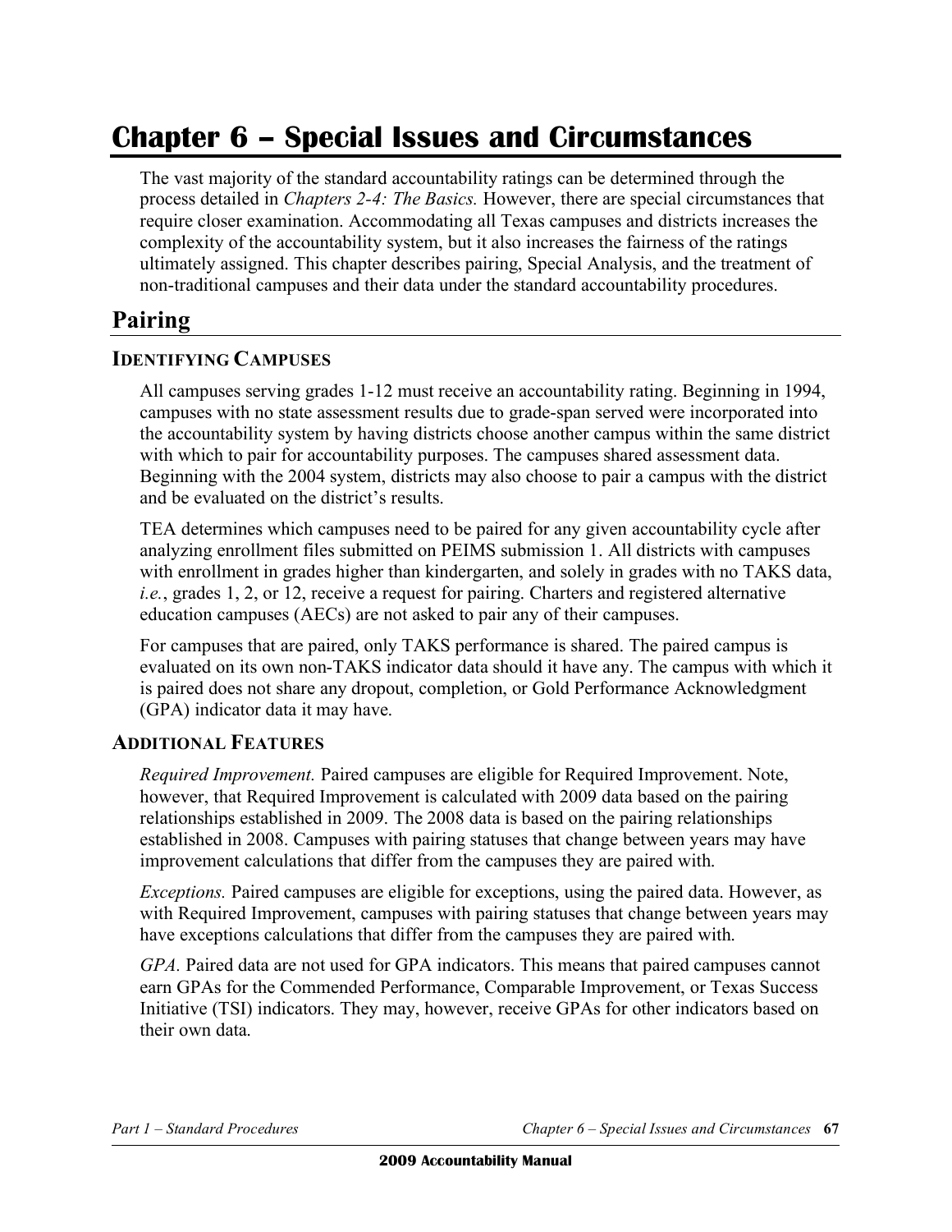# Chapter 6 – Special Issues and Circumstances

The vast majority of the standard accountability ratings can be determined through the process detailed in *Chapters 2-4: The Basics.* However, there are special circumstances that require closer examination. Accommodating all Texas campuses and districts increases the complexity of the accountability system, but it also increases the fairness of the ratings ultimately assigned. This chapter describes pairing, Special Analysis, and the treatment of non-traditional campuses and their data under the standard accountability procedures.

## Pairing

### IDENTIFYING CAMPUSES

All campuses serving grades 1-12 must receive an accountability rating. Beginning in 1994, campuses with no state assessment results due to grade-span served were incorporated into the accountability system by having districts choose another campus within the same district with which to pair for accountability purposes. The campuses shared assessment data. Beginning with the 2004 system, districts may also choose to pair a campus with the district and be evaluated on the district's results.

TEA determines which campuses need to be paired for any given accountability cycle after analyzing enrollment files submitted on PEIMS submission 1. All districts with campuses with enrollment in grades higher than kindergarten, and solely in grades with no TAKS data, *i.e.*, grades 1, 2, or 12, receive a request for pairing. Charters and registered alternative education campuses (AECs) are not asked to pair any of their campuses.

For campuses that are paired, only TAKS performance is shared. The paired campus is evaluated on its own non-TAKS indicator data should it have any. The campus with which it is paired does not share any dropout, completion, or Gold Performance Acknowledgment (GPA) indicator data it may have.

### ADDITIONAL FEATURES

*Required Improvement.* Paired campuses are eligible for Required Improvement. Note, however, that Required Improvement is calculated with 2009 data based on the pairing relationships established in 2009. The 2008 data is based on the pairing relationships established in 2008. Campuses with pairing statuses that change between years may have improvement calculations that differ from the campuses they are paired with.

*Exceptions.* Paired campuses are eligible for exceptions, using the paired data. However, as with Required Improvement, campuses with pairing statuses that change between years may have exceptions calculations that differ from the campuses they are paired with.

*GPA.* Paired data are not used for GPA indicators. This means that paired campuses cannot earn GPAs for the Commended Performance, Comparable Improvement, or Texas Success Initiative (TSI) indicators. They may, however, receive GPAs for other indicators based on their own data.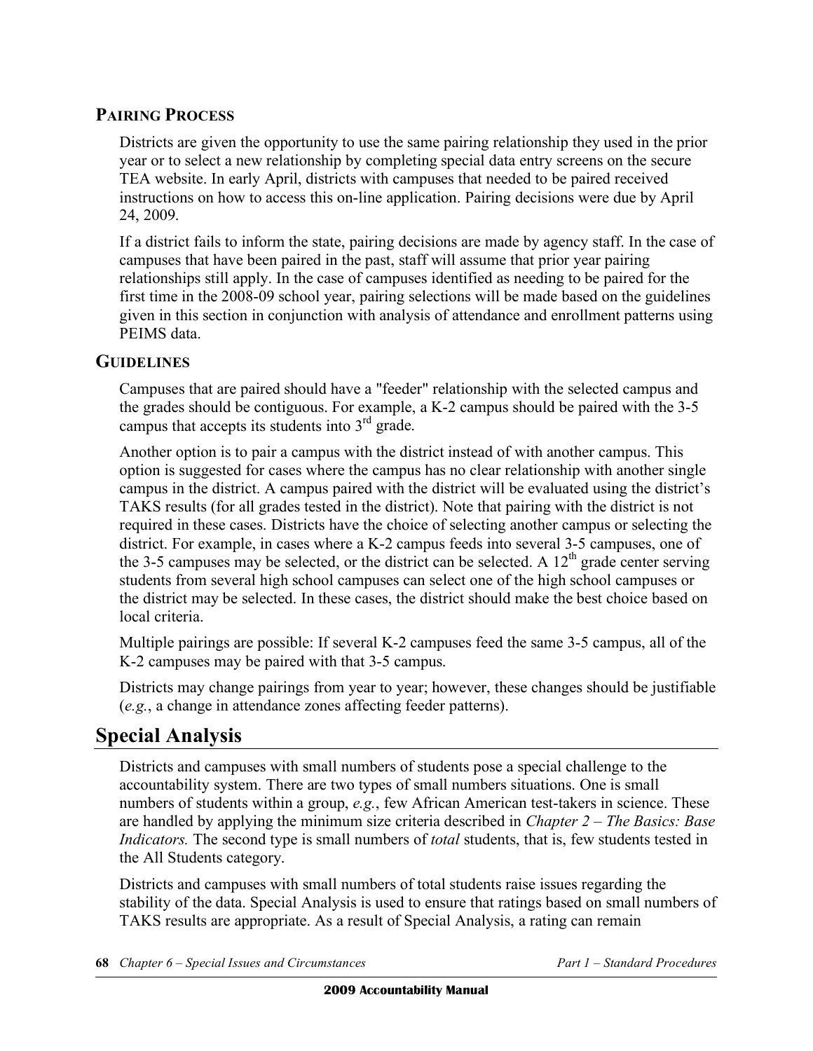### PAIRING PROCESS

Districts are given the opportunity to use the same pairing relationship they used in the prior year or to select a new relationship by completing special data entry screens on the secure TEA website. In early April, districts with campuses that needed to be paired received instructions on how to access this on-line application. Pairing decisions were due by April 24, 2009.

If a district fails to inform the state, pairing decisions are made by agency staff. In the case of campuses that have been paired in the past, staff will assume that prior year pairing relationships still apply. In the case of campuses identified as needing to be paired for the first time in the 2008-09 school year, pairing selections will be made based on the guidelines given in this section in conjunction with analysis of attendance and enrollment patterns using PEIMS data.

### GUIDELINES

Campuses that are paired should have a "feeder" relationship with the selected campus and the grades should be contiguous. For example, a K-2 campus should be paired with the 3-5 campus that accepts its students into 3rd grade.

Another option is to pair a campus with the district instead of with another campus. This option is suggested for cases where the campus has no clear relationship with another single campus in the district. A campus paired with the district will be evaluated using the district's TAKS results (for all grades tested in the district). Note that pairing with the district is not required in these cases. Districts have the choice of selecting another campus or selecting the district. For example, in cases where a K-2 campus feeds into several 3-5 campuses, one of the 3-5 campuses may be selected, or the district can be selected. A 12th grade center serving students from several high school campuses can select one of the high school campuses or the district may be selected. In these cases, the district should make the best choice based on local criteria.

Multiple pairings are possible: If several K-2 campuses feed the same 3-5 campus, all of the K-2 campuses may be paired with that 3-5 campus.

Districts may change pairings from year to year; however, these changes should be justifiable (*e.g.*, a change in attendance zones affecting feeder patterns).

## Special Analysis

Districts and campuses with small numbers of students pose a special challenge to the accountability system. There are two types of small numbers situations. One is small numbers of students within a group, *e.g.*, few African American test-takers in science. These are handled by applying the minimum size criteria described in *Chapter 2 – The Basics: Base Indicators.* The second type is small numbers of *total* students, that is, few students tested in the All Students category.

Districts and campuses with small numbers of total students raise issues regarding the stability of the data. Special Analysis is used to ensure that ratings based on small numbers of TAKS results are appropriate. As a result of Special Analysis, a rating can remain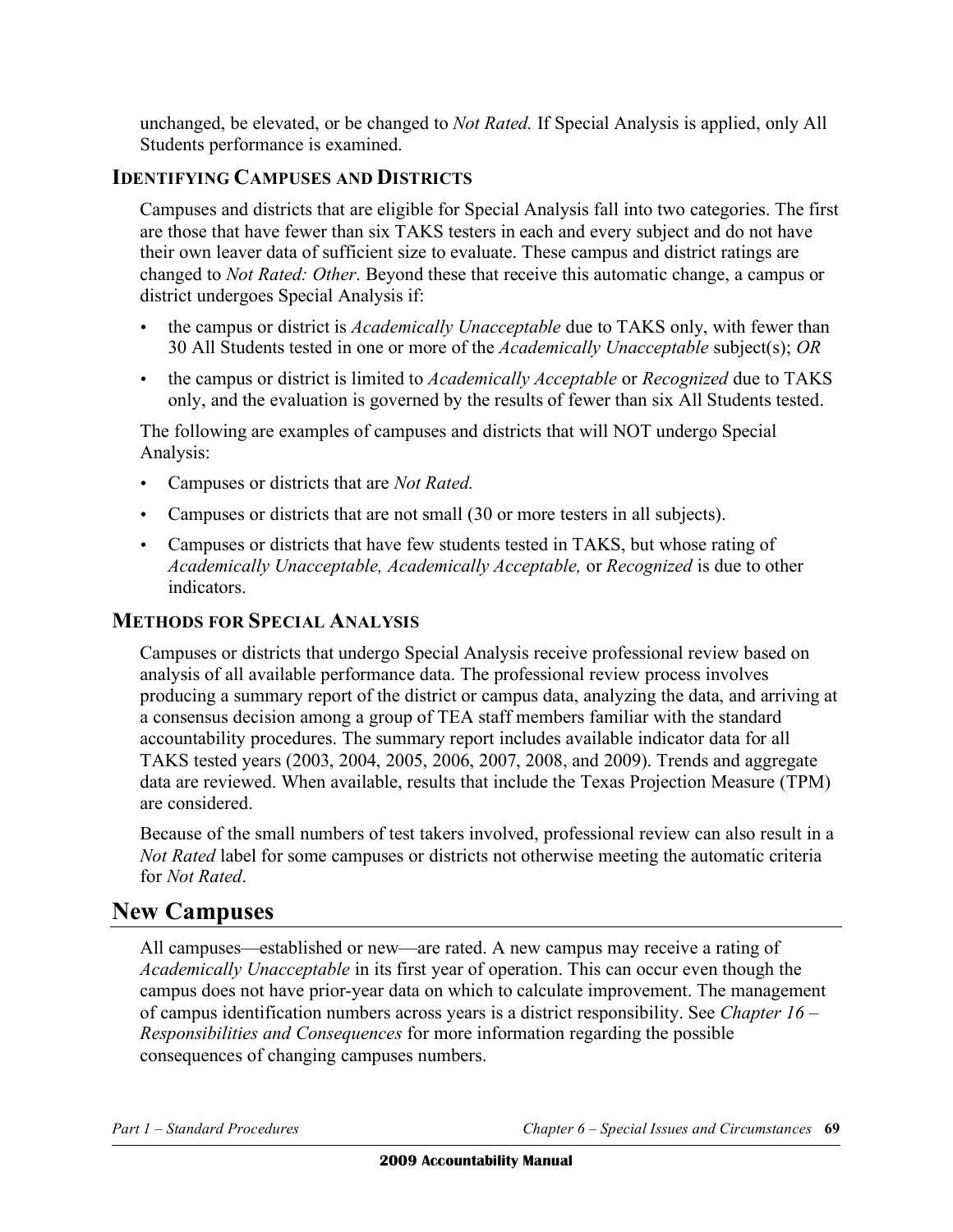unchanged, be elevated, or be changed to *Not Rated.* If Special Analysis is applied, only All Students performance is examined.

### IDENTIFYING CAMPUSES AND DISTRICTS

Campuses and districts that are eligible for Special Analysis fall into two categories. The first are those that have fewer than six TAKS testers in each and every subject and do not have their own leaver data of sufficient size to evaluate. These campus and district ratings are changed to *Not Rated: Other*. Beyond these that receive this automatic change, a campus or district undergoes Special Analysis if:

- the campus or district is *Academically Unacceptable* due to TAKS only, with fewer than 30 All Students tested in one or more of the *Academically Unacceptable* subject(s); *OR*
- the campus or district is limited to *Academically Acceptable* or *Recognized* due to TAKS only, and the evaluation is governed by the results of fewer than six All Students tested.

The following are examples of campuses and districts that will NOT undergo Special Analysis:

- Campuses or districts that are *Not Rated.*
- Campuses or districts that are not small (30 or more testers in all subjects).
- Campuses or districts that have few students tested in TAKS, but whose rating of *Academically Unacceptable, Academically Acceptable,* or *Recognized* is due to other indicators.

### METHODS FOR SPECIAL ANALYSIS

Campuses or districts that undergo Special Analysis receive professional review based on analysis of all available performance data. The professional review process involves producing a summary report of the district or campus data, analyzing the data, and arriving at a consensus decision among a group of TEA staff members familiar with the standard accountability procedures. The summary report includes available indicator data for all TAKS tested years (2003, 2004, 2005, 2006, 2007, 2008, and 2009). Trends and aggregate data are reviewed. When available, results that include the Texas Projection Measure (TPM) are considered.

Because of the small numbers of test takers involved, professional review can also result in a *Not Rated* label for some campuses or districts not otherwise meeting the automatic criteria for *Not Rated*.

## New Campuses

All campuses—established or new—are rated. A new campus may receive a rating of *Academically Unacceptable* in its first year of operation. This can occur even though the campus does not have prior-year data on which to calculate improvement. The management of campus identification numbers across years is a district responsibility. See *Chapter 16 – Responsibilities and Consequences* for more information regarding the possible consequences of changing campuses numbers.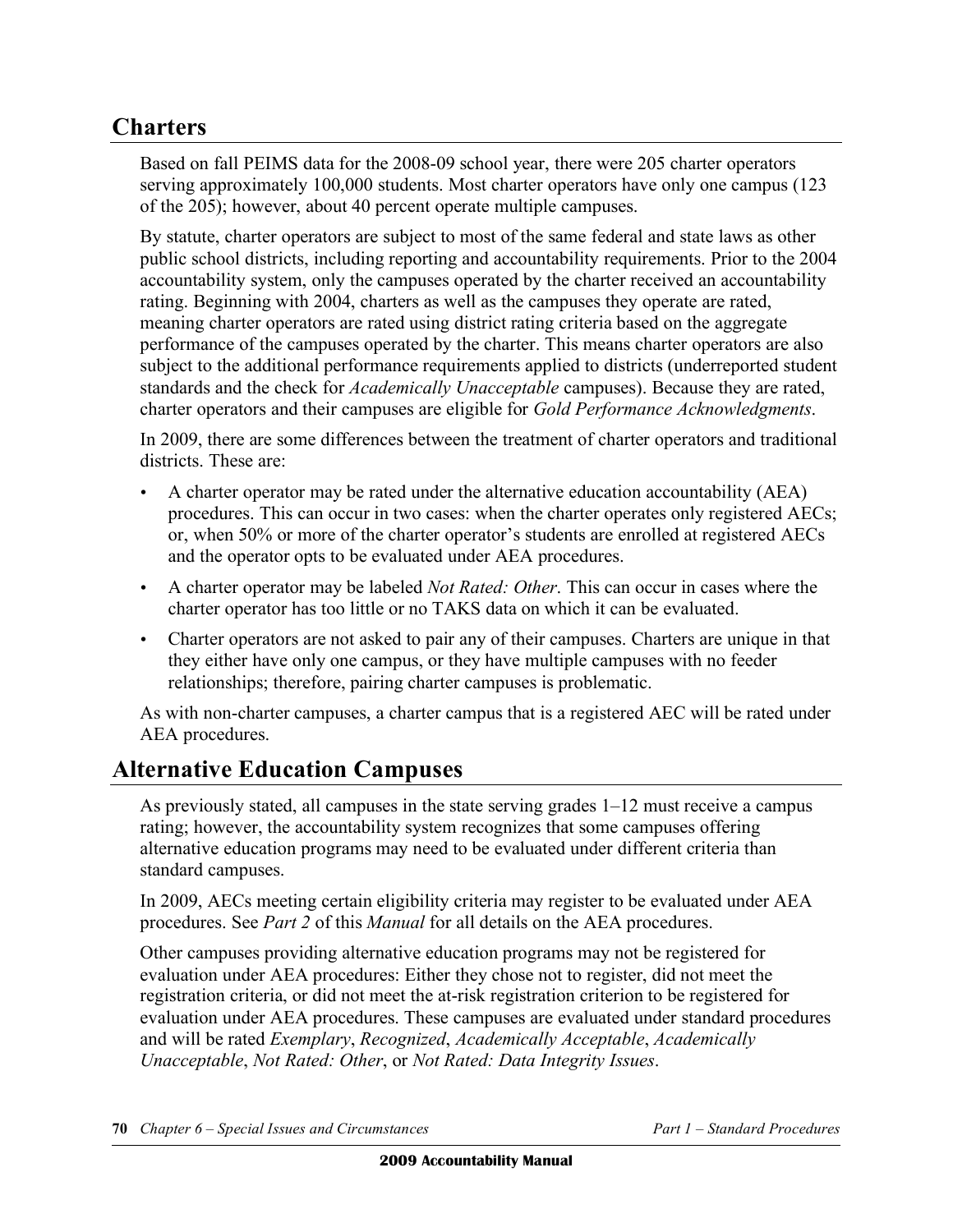## Charters

Based on fall PEIMS data for the 2008-09 school year, there were 205 charter operators serving approximately 100,000 students. Most charter operators have only one campus (123 of the 205); however, about 40 percent operate multiple campuses.

By statute, charter operators are subject to most of the same federal and state laws as other public school districts, including reporting and accountability requirements. Prior to the 2004 accountability system, only the campuses operated by the charter received an accountability rating. Beginning with 2004, charters as well as the campuses they operate are rated, meaning charter operators are rated using district rating criteria based on the aggregate performance of the campuses operated by the charter. This means charter operators are also subject to the additional performance requirements applied to districts (underreported student standards and the check for *Academically Unacceptable* campuses). Because they are rated, charter operators and their campuses are eligible for *Gold Performance Acknowledgments*.

In 2009, there are some differences between the treatment of charter operators and traditional districts. These are:

- A charter operator may be rated under the alternative education accountability (AEA) procedures. This can occur in two cases: when the charter operates only registered AECs; or, when 50% or more of the charter operator's students are enrolled at registered AECs and the operator opts to be evaluated under AEA procedures.
- A charter operator may be labeled *Not Rated: Other*. This can occur in cases where the charter operator has too little or no TAKS data on which it can be evaluated.
- Charter operators are not asked to pair any of their campuses. Charters are unique in that they either have only one campus, or they have multiple campuses with no feeder relationships; therefore, pairing charter campuses is problematic.

As with non-charter campuses, a charter campus that is a registered AEC will be rated under AEA procedures.

## Alternative Education Campuses

As previously stated, all campuses in the state serving grades 1–12 must receive a campus rating; however, the accountability system recognizes that some campuses offering alternative education programs may need to be evaluated under different criteria than standard campuses.

In 2009, AECs meeting certain eligibility criteria may register to be evaluated under AEA procedures. See *Part 2* of this *Manual* for all details on the AEA procedures.

Other campuses providing alternative education programs may not be registered for evaluation under AEA procedures: Either they chose not to register, did not meet the registration criteria, or did not meet the at-risk registration criterion to be registered for evaluation under AEA procedures. These campuses are evaluated under standard procedures and will be rated *Exemplary*, *Recognized*, *Academically Acceptable*, *Academically Unacceptable*, *Not Rated: Other*, or *Not Rated: Data Integrity Issues*.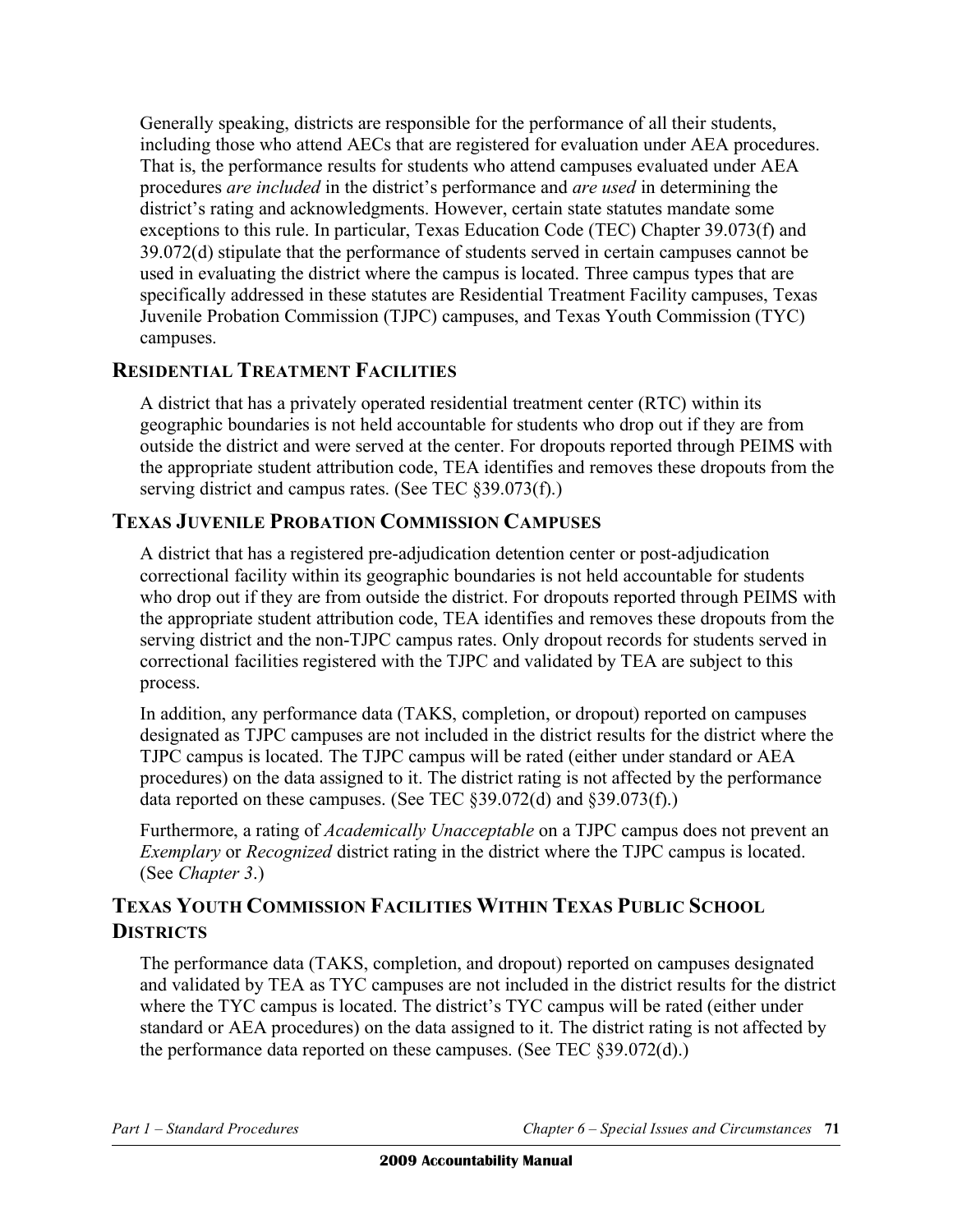Generally speaking, districts are responsible for the performance of all their students, including those who attend AECs that are registered for evaluation under AEA procedures. That is, the performance results for students who attend campuses evaluated under AEA procedures *are included* in the district's performance and *are used* in determining the district's rating and acknowledgments. However, certain state statutes mandate some exceptions to this rule. In particular, Texas Education Code (TEC) Chapter 39.073(f) and 39.072(d) stipulate that the performance of students served in certain campuses cannot be used in evaluating the district where the campus is located. Three campus types that are specifically addressed in these statutes are Residential Treatment Facility campuses, Texas Juvenile Probation Commission (TJPC) campuses, and Texas Youth Commission (TYC) campuses.

## RESIDENTIAL TREATMENT FACILITIES

A district that has a privately operated residential treatment center (RTC) within its geographic boundaries is not held accountable for students who drop out if they are from outside the district and were served at the center. For dropouts reported through PEIMS with the appropriate student attribution code, TEA identifies and removes these dropouts from the serving district and campus rates. (See TEC §39.073(f).)

## TEXAS JUVENILE PROBATION COMMISSION CAMPUSES

A district that has a registered pre-adjudication detention center or post-adjudication correctional facility within its geographic boundaries is not held accountable for students who drop out if they are from outside the district. For dropouts reported through PEIMS with the appropriate student attribution code, TEA identifies and removes these dropouts from the serving district and the non-TJPC campus rates. Only dropout records for students served in correctional facilities registered with the TJPC and validated by TEA are subject to this process.

In addition, any performance data (TAKS, completion, or dropout) reported on campuses designated as TJPC campuses are not included in the district results for the district where the TJPC campus is located. The TJPC campus will be rated (either under standard or AEA procedures) on the data assigned to it. The district rating is not affected by the performance data reported on these campuses. (See TEC §39.072(d) and §39.073(f).)

Furthermore, a rating of *Academically Unacceptable* on a TJPC campus does not prevent an *Exemplary* or *Recognized* district rating in the district where the TJPC campus is located. (See *Chapter 3*.)

## TEXAS YOUTH COMMISSION FACILITIES WITHIN TEXAS PUBLIC SCHOOL DISTRICTS

The performance data (TAKS, completion, and dropout) reported on campuses designated and validated by TEA as TYC campuses are not included in the district results for the district where the TYC campus is located. The district's TYC campus will be rated (either under standard or AEA procedures) on the data assigned to it. The district rating is not affected by the performance data reported on these campuses. (See TEC §39.072(d).)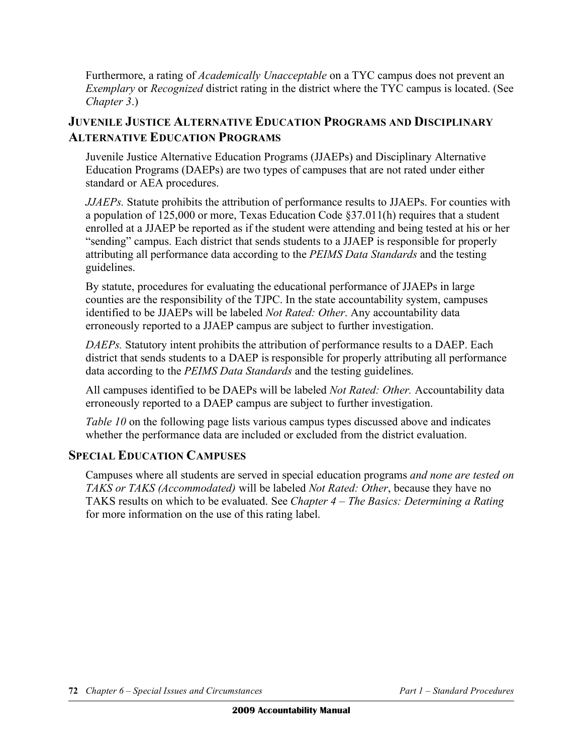Furthermore, a rating of *Academically Unacceptable* on a TYC campus does not prevent an *Exemplary* or *Recognized* district rating in the district where the TYC campus is located. (See *Chapter 3*.)

## JUVENILE JUSTICE ALTERNATIVE EDUCATION PROGRAMS AND DISCIPLINARY ALTERNATIVE EDUCATION PROGRAMS

Juvenile Justice Alternative Education Programs (JJAEPs) and Disciplinary Alternative Education Programs (DAEPs) are two types of campuses that are not rated under either standard or AEA procedures.

*JJAEPs.* Statute prohibits the attribution of performance results to JJAEPs. For counties with a population of 125,000 or more, Texas Education Code §37.011(h) requires that a student enrolled at a JJAEP be reported as if the student were attending and being tested at his or her "sending" campus. Each district that sends students to a JJAEP is responsible for properly attributing all performance data according to the *PEIMS Data Standards* and the testing guidelines.

By statute, procedures for evaluating the educational performance of JJAEPs in large counties are the responsibility of the TJPC. In the state accountability system, campuses identified to be JJAEPs will be labeled *Not Rated: Other*. Any accountability data erroneously reported to a JJAEP campus are subject to further investigation.

*DAEPs.* Statutory intent prohibits the attribution of performance results to a DAEP. Each district that sends students to a DAEP is responsible for properly attributing all performance data according to the *PEIMS Data Standards* and the testing guidelines.

All campuses identified to be DAEPs will be labeled *Not Rated: Other.* Accountability data erroneously reported to a DAEP campus are subject to further investigation.

*Table 10* on the following page lists various campus types discussed above and indicates whether the performance data are included or excluded from the district evaluation.

## SPECIAL EDUCATION CAMPUSES

Campuses where all students are served in special education programs *and none are tested on TAKS or TAKS (Accommodated)* will be labeled *Not Rated: Other*, because they have no TAKS results on which to be evaluated. See *Chapter 4 – The Basics: Determining a Rating* for more information on the use of this rating label.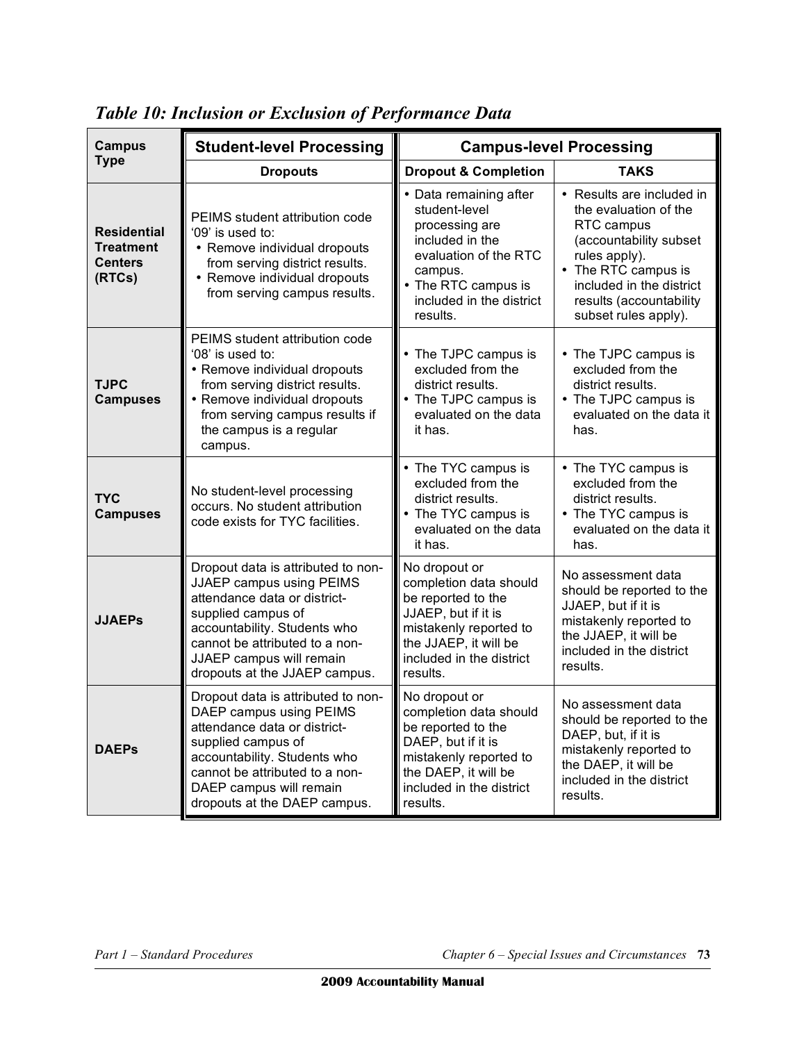*Table 10: Inclusion or Exclusion of Performance Data*

| Campus Type | Student-level Processing | Campus-level Processing | |
|---|---|---|---|
| | **Dropouts** | **Dropout & Completion** | **TAKS** |
| **Residential Treatment Centers (RTCs)** | PEIMS student attribution code '09' is used to: • Remove individual dropouts from serving district results. • Remove individual dropouts from serving campus results. | • Data remaining after student-level processing are included in the evaluation of the RTC campus. • The RTC campus is included in the district results. | • Results are included in the evaluation of the RTC campus (accountability subset rules apply). • The RTC campus is included in the district results (accountability subset rules apply). |
| **TJPC Campuses** | PEIMS student attribution code '08' is used to: • Remove individual dropouts from serving district results. • Remove individual dropouts from serving campus results if the campus is a regular campus. | • The TJPC campus is excluded from the district results. • The TJPC campus is evaluated on the data it has. | • The TJPC campus is excluded from the district results. • The TJPC campus is evaluated on the data it has. |
| **TYC Campuses** | No student-level processing occurs. No student attribution code exists for TYC facilities. | • The TYC campus is excluded from the district results. • The TYC campus is evaluated on the data it has. | • The TYC campus is excluded from the district results. • The TYC campus is evaluated on the data it has. |
| **JJAEPs** | Dropout data is attributed to non-JJAEP campus using PEIMS attendance data or district-supplied campus of accountability. Students who cannot be attributed to a non-JJAEP campus will remain dropouts at the JJAEP campus. | No dropout or completion data should be reported to the JJAEP, but if it is mistakenly reported to the JJAEP, it will be included in the district results. | No assessment data should be reported to the JJAEP, but if it is mistakenly reported to the JJAEP, it will be included in the district results. |
| **DAEPs** | Dropout data is attributed to non-DAEP campus using PEIMS attendance data or district-supplied campus of accountability. Students who cannot be attributed to a non-DAEP campus will remain dropouts at the DAEP campus. | No dropout or completion data should be reported to the DAEP, but if it is mistakenly reported to the DAEP, it will be included in the district results. | No assessment data should be reported to the DAEP, but, if it is mistakenly reported to the DAEP, it will be included in the district results. |